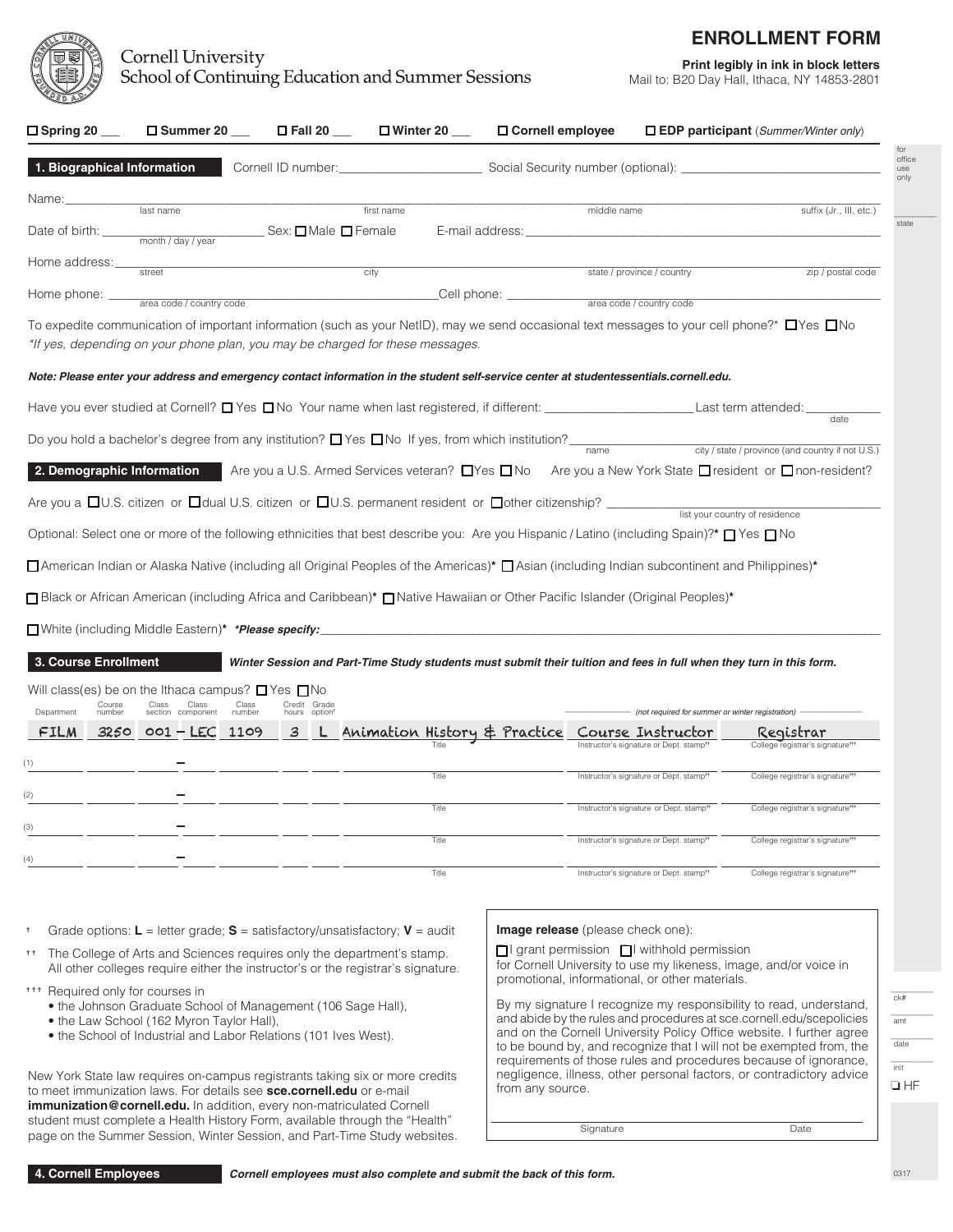Cornell University
School of Continuing Education and Summer Sessions

# ENROLLMENT FORM

**Print legibly in ink in block letters**
Mail to: B20 Day Hall, Ithaca, NY 14853-2801

☐ **Spring 20 ___** ☐ **Summer 20 ___** ☐ **Fall 20 ___** ☐ **Winter 20 ___** ☐ **Cornell employee** ☐ **EDP participant** (*Summer/Winter only*)

## 1. Biographical Information

Cornell ID number: ____________________ Social Security number (optional): ____________________

Name: ____________________ (last name) ____________________ (first name) ____________________ (middle name) ____________________ (suffix (Jr., III, etc.))

Date of birth: ____________________ (month / day / year) Sex: ☐ Male ☐ Female E-mail address: ____________________

Home address: ____________________ (street) ____________________ (city) ____________________ (state / province / country) ____________________ (zip / postal code)

Home phone: ____________________ (area code / country code) Cell phone: ____________________ (area code / country code)

To expedite communication of important information (such as your NetID), may we send occasional text messages to your cell phone?* ☐ Yes ☐ No
*If yes, depending on your phone plan, you may be charged for these messages.*

***Note: Please enter your address and emergency contact information in the student self-service center at studentessentials.cornell.edu.***

Have you ever studied at Cornell? ☐ Yes ☐ No Your name when last registered, if different: ____________________ Last term attended: ____________ (date)

Do you hold a bachelor's degree from any institution? ☐ Yes ☐ No If yes, from which institution? ____________________ (name) ____________________ (city / state / province (and country if not U.S.))

## 2. Demographic Information

Are you a U.S. Armed Services veteran? ☐ Yes ☐ No Are you a New York State ☐ resident or ☐ non-resident?

Are you a ☐ U.S. citizen or ☐ dual U.S. citizen or ☐ U.S. permanent resident or ☐ other citizenship? ____________________ (list your country of residence)

Optional: Select one or more of the following ethnicities that best describe you: Are you Hispanic / Latino (including Spain)?* ☐ Yes ☐ No

☐ American Indian or Alaska Native (including all Original Peoples of the Americas)* ☐ Asian (including Indian subcontinent and Philippines)*

☐ Black or African American (including Africa and Caribbean)* ☐ Native Hawaiian or Other Pacific Islander (Original Peoples)*

☐ White (including Middle Eastern)* ***Please specify:** ____________________

## 3. Course Enrollment

***Winter Session and Part-Time Study students must submit their tuition and fees in full when they turn in this form.***

Will class(es) be on the Ithaca campus? ☐ Yes ☐ No

| | Department | Course number | Class section | Class component | Class number | Credit hours | Grade option† | Title | Instructor's signature or Dept. stamp†† | College registrar's signature††† |
|---|---|---|---|---|---|---|---|---|---|---|
| | FILM | 3250 | 001 | LEC | 1109 | 3 | L | Animation History & Practice | Course Instructor | Registrar |
| (1) | | | | | | | | | | |
| (2) | | | | | | | | | | |
| (3) | | | | | | | | | | |
| (4) | | | | | | | | | | |

(Instructor's and registrar's signatures not required for summer or winter registration)

† Grade options: **L** = letter grade; **S** = satisfactory/unsatisfactory; **V** = audit

†† The College of Arts and Sciences requires only the department's stamp. All other colleges require either the instructor's or the registrar's signature.

††† Required only for courses in
- the Johnson Graduate School of Management (106 Sage Hall),
- the Law School (162 Myron Taylor Hall),
- the School of Industrial and Labor Relations (101 Ives West).

New York State law requires on-campus registrants taking six or more credits to meet immunization laws. For details see **sce.cornell.edu** or e-mail **immunization@cornell.edu.** In addition, every non-matriculated Cornell student must complete a Health History Form, available through the "Health" page on the Summer Session, Winter Session, and Part-Time Study websites.

**Image release** (please check one):

☐ I grant permission ☐ I withhold permission
for Cornell University to use my likeness, image, and/or voice in promotional, informational, or other materials.

By my signature I recognize my responsibility to read, understand, and abide by the rules and procedures at sce.cornell.edu/scepolicies and on the Cornell University Policy Office website. I further agree to be bound by, and recognize that I will not be exempted from, the requirements of those rules and procedures because of ignorance, negligence, illness, other personal factors, or contradictory advice from any source.

____________________ Signature ____________________ Date

For office use only: state ______ ck# ______ amt ______ date ______ init ______ ☐ HF

## 4. Cornell Employees

***Cornell employees must also complete and submit the back of this form.***

0317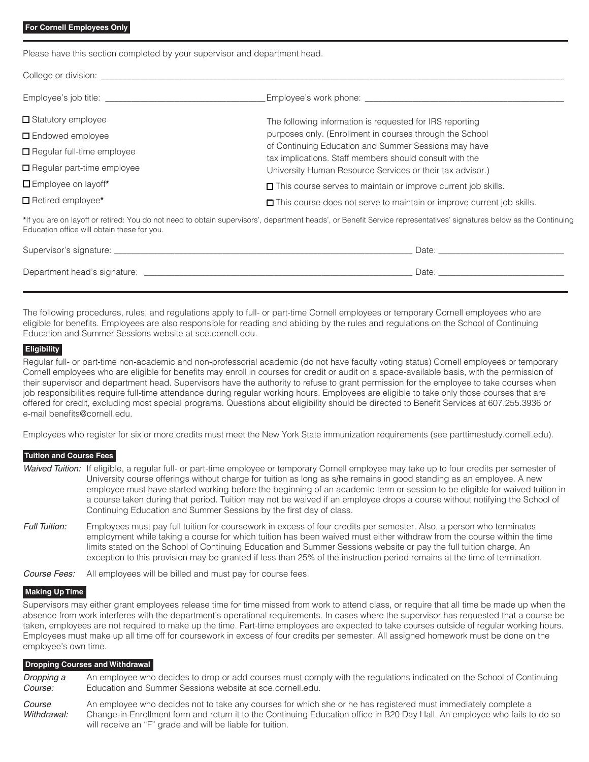**For Cornell Employees Only**

Please have this section completed by your supervisor and department head.

College or division: ______________________________________________

Employee's job title: ______________________ Employee's work phone: ______________________

☐ Statutory employee

☐ Endowed employee

☐ Regular full-time employee

☐ Regular part-time employee

☐ Employee on layoff*

☐ Retired employee*

The following information is requested for IRS reporting purposes only. (Enrollment in courses through the School of Continuing Education and Summer Sessions may have tax implications. Staff members should consult with the University Human Resource Services or their tax advisor.)

☐ This course serves to maintain or improve current job skills.

☐ This course does not serve to maintain or improve current job skills.

*If you are on layoff or retired: You do not need to obtain supervisors', department heads', or Benefit Service representatives' signatures below as the Continuing Education office will obtain these for you.

Supervisor's signature: ______________________________ Date: ______________

Department head's signature: ______________________________ Date: ______________

---

The following procedures, rules, and regulations apply to full- or part-time Cornell employees or temporary Cornell employees who are eligible for benefits. Employees are also responsible for reading and abiding by the rules and regulations on the School of Continuing Education and Summer Sessions website at sce.cornell.edu.

## Eligibility

Regular full- or part-time non-academic and non-professorial academic (do not have faculty voting status) Cornell employees or temporary Cornell employees who are eligible for benefits may enroll in courses for credit or audit on a space-available basis, with the permission of their supervisor and department head. Supervisors have the authority to refuse to grant permission for the employee to take courses when job responsibilities require full-time attendance during regular working hours. Employees are eligible to take only those courses that are offered for credit, excluding most special programs. Questions about eligibility should be directed to Benefit Services at 607.255.3936 or e-mail benefits@cornell.edu.

Employees who register for six or more credits must meet the New York State immunization requirements (see parttimestudy.cornell.edu).

## Tuition and Course Fees

*Waived Tuition:* If eligible, a regular full- or part-time employee or temporary Cornell employee may take up to four credits per semester of University course offerings without charge for tuition as long as s/he remains in good standing as an employee. A new employee must have started working before the beginning of an academic term or session to be eligible for waived tuition in a course taken during that period. Tuition may not be waived if an employee drops a course without notifying the School of Continuing Education and Summer Sessions by the first day of class.

*Full Tuition:* Employees must pay full tuition for coursework in excess of four credits per semester. Also, a person who terminates employment while taking a course for which tuition has been waived must either withdraw from the course within the time limits stated on the School of Continuing Education and Summer Sessions website or pay the full tuition charge. An exception to this provision may be granted if less than 25% of the instruction period remains at the time of termination.

*Course Fees:* All employees will be billed and must pay for course fees.

## Making Up Time

Supervisors may either grant employees release time for time missed from work to attend class, or require that all time be made up when the absence from work interferes with the department's operational requirements. In cases where the supervisor has requested that a course be taken, employees are not required to make up the time. Part-time employees are expected to take courses outside of regular working hours. Employees must make up all time off for coursework in excess of four credits per semester. All assigned homework must be done on the employee's own time.

## Dropping Courses and Withdrawal

*Dropping a Course:* An employee who decides to drop or add courses must comply with the regulations indicated on the School of Continuing Education and Summer Sessions website at sce.cornell.edu.

*Course Withdrawal:* An employee who decides not to take any courses for which she or he has registered must immediately complete a Change-in-Enrollment form and return it to the Continuing Education office in B20 Day Hall. An employee who fails to do so will receive an "F" grade and will be liable for tuition.